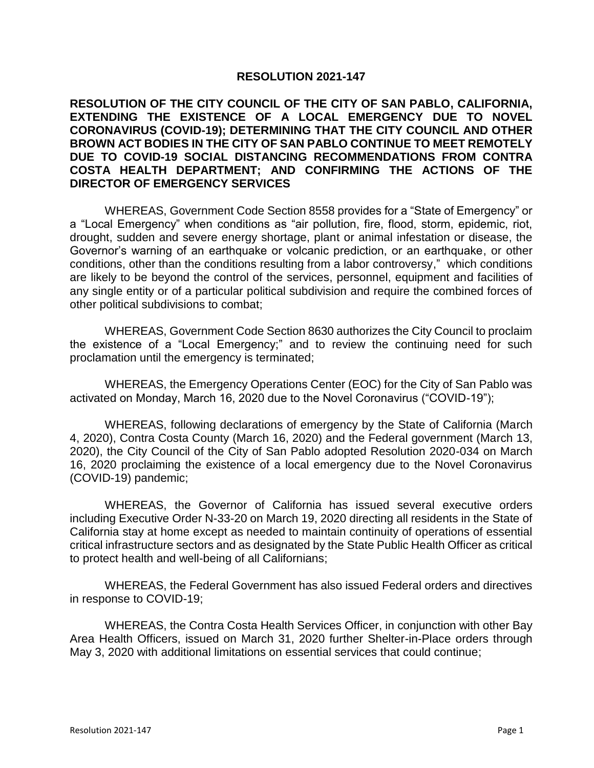# RESOLUTION 2021-147

**RESOLUTION OF THE CITY COUNCIL OF THE CITY OF SAN PABLO, CALIFORNIA, EXTENDING THE EXISTENCE OF A LOCAL EMERGENCY DUE TO NOVEL CORONAVIRUS (COVID-19); DETERMINING THAT THE CITY COUNCIL AND OTHER BROWN ACT BODIES IN THE CITY OF SAN PABLO CONTINUE TO MEET REMOTELY DUE TO COVID-19 SOCIAL DISTANCING RECOMMENDATIONS FROM CONTRA COSTA HEALTH DEPARTMENT; AND CONFIRMING THE ACTIONS OF THE DIRECTOR OF EMERGENCY SERVICES**

WHEREAS, Government Code Section 8558 provides for a "State of Emergency" or a "Local Emergency" when conditions as "air pollution, fire, flood, storm, epidemic, riot, drought, sudden and severe energy shortage, plant or animal infestation or disease, the Governor's warning of an earthquake or volcanic prediction, or an earthquake, or other conditions, other than the conditions resulting from a labor controversy," which conditions are likely to be beyond the control of the services, personnel, equipment and facilities of any single entity or of a particular political subdivision and require the combined forces of other political subdivisions to combat;

WHEREAS, Government Code Section 8630 authorizes the City Council to proclaim the existence of a "Local Emergency;" and to review the continuing need for such proclamation until the emergency is terminated;

WHEREAS, the Emergency Operations Center (EOC) for the City of San Pablo was activated on Monday, March 16, 2020 due to the Novel Coronavirus ("COVID-19");

WHEREAS, following declarations of emergency by the State of California (March 4, 2020), Contra Costa County (March 16, 2020) and the Federal government (March 13, 2020), the City Council of the City of San Pablo adopted Resolution 2020-034 on March 16, 2020 proclaiming the existence of a local emergency due to the Novel Coronavirus (COVID-19) pandemic;

WHEREAS, the Governor of California has issued several executive orders including Executive Order N-33-20 on March 19, 2020 directing all residents in the State of California stay at home except as needed to maintain continuity of operations of essential critical infrastructure sectors and as designated by the State Public Health Officer as critical to protect health and well-being of all Californians;

WHEREAS, the Federal Government has also issued Federal orders and directives in response to COVID-19;

WHEREAS, the Contra Costa Health Services Officer, in conjunction with other Bay Area Health Officers, issued on March 31, 2020 further Shelter-in-Place orders through May 3, 2020 with additional limitations on essential services that could continue;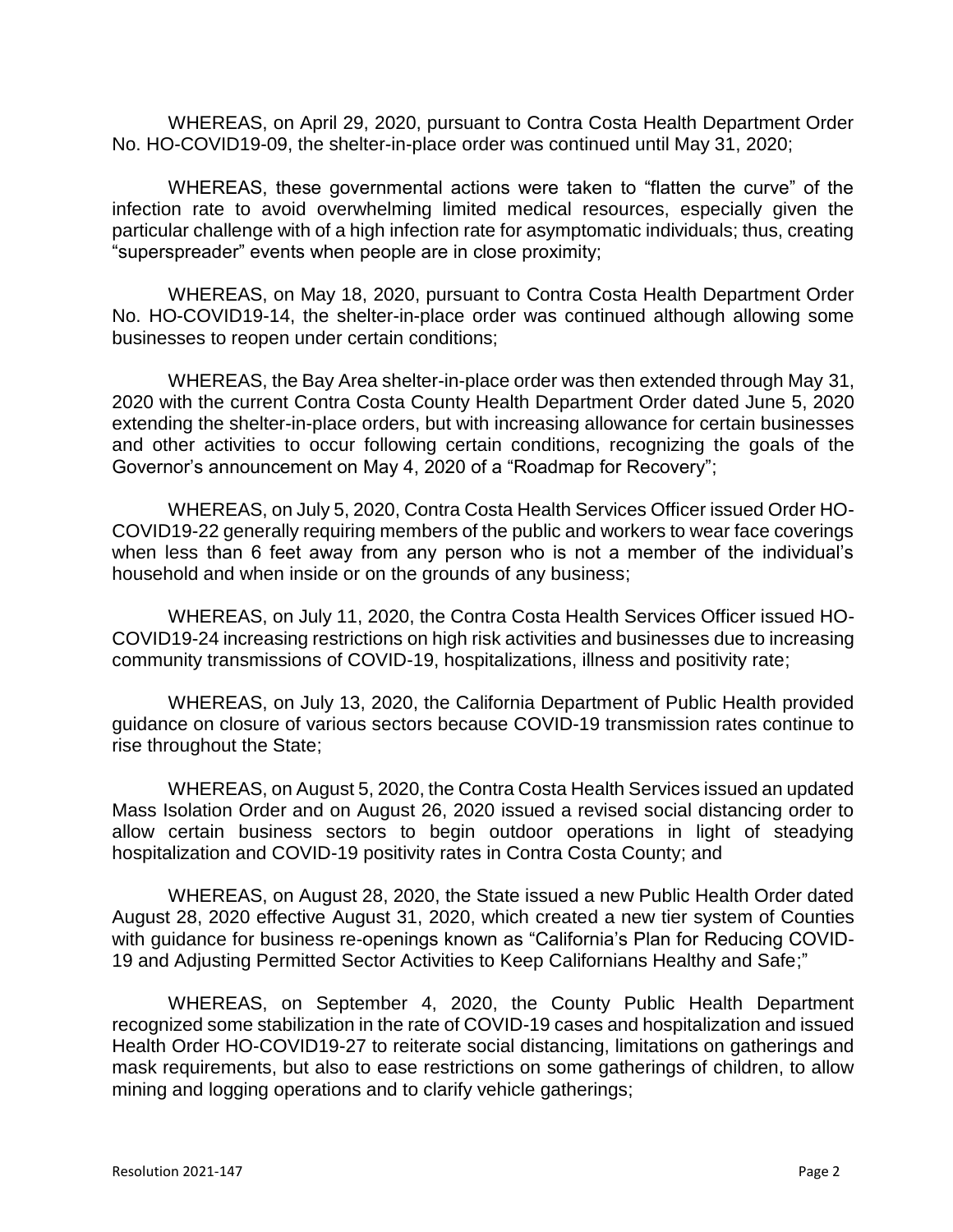WHEREAS, on April 29, 2020, pursuant to Contra Costa Health Department Order No. HO-COVID19-09, the shelter-in-place order was continued until May 31, 2020;

WHEREAS, these governmental actions were taken to "flatten the curve" of the infection rate to avoid overwhelming limited medical resources, especially given the particular challenge with of a high infection rate for asymptomatic individuals; thus, creating "superspreader" events when people are in close proximity;

WHEREAS, on May 18, 2020, pursuant to Contra Costa Health Department Order No. HO-COVID19-14, the shelter-in-place order was continued although allowing some businesses to reopen under certain conditions;

WHEREAS, the Bay Area shelter-in-place order was then extended through May 31, 2020 with the current Contra Costa County Health Department Order dated June 5, 2020 extending the shelter-in-place orders, but with increasing allowance for certain businesses and other activities to occur following certain conditions, recognizing the goals of the Governor's announcement on May 4, 2020 of a "Roadmap for Recovery";

WHEREAS, on July 5, 2020, Contra Costa Health Services Officer issued Order HO-COVID19-22 generally requiring members of the public and workers to wear face coverings when less than 6 feet away from any person who is not a member of the individual's household and when inside or on the grounds of any business;

WHEREAS, on July 11, 2020, the Contra Costa Health Services Officer issued HO-COVID19-24 increasing restrictions on high risk activities and businesses due to increasing community transmissions of COVID-19, hospitalizations, illness and positivity rate;

WHEREAS, on July 13, 2020, the California Department of Public Health provided guidance on closure of various sectors because COVID-19 transmission rates continue to rise throughout the State;

WHEREAS, on August 5, 2020, the Contra Costa Health Services issued an updated Mass Isolation Order and on August 26, 2020 issued a revised social distancing order to allow certain business sectors to begin outdoor operations in light of steadying hospitalization and COVID-19 positivity rates in Contra Costa County; and

WHEREAS, on August 28, 2020, the State issued a new Public Health Order dated August 28, 2020 effective August 31, 2020, which created a new tier system of Counties with guidance for business re-openings known as "California's Plan for Reducing COVID-19 and Adjusting Permitted Sector Activities to Keep Californians Healthy and Safe;"

WHEREAS, on September 4, 2020, the County Public Health Department recognized some stabilization in the rate of COVID-19 cases and hospitalization and issued Health Order HO-COVID19-27 to reiterate social distancing, limitations on gatherings and mask requirements, but also to ease restrictions on some gatherings of children, to allow mining and logging operations and to clarify vehicle gatherings;

Resolution 2021-147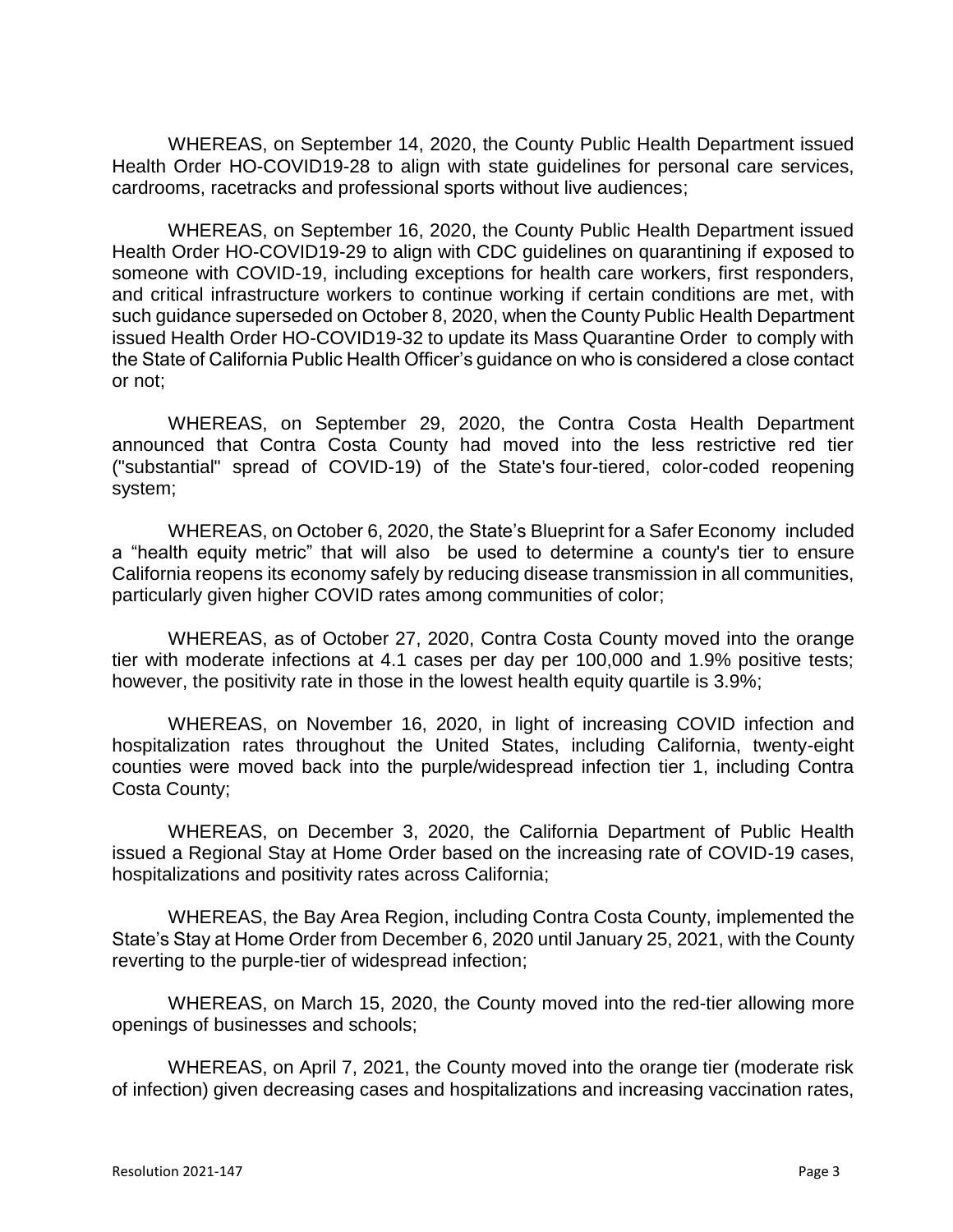WHEREAS, on September 14, 2020, the County Public Health Department issued Health Order HO-COVID19-28 to align with state guidelines for personal care services, cardrooms, racetracks and professional sports without live audiences;

WHEREAS, on September 16, 2020, the County Public Health Department issued Health Order HO-COVID19-29 to align with CDC guidelines on quarantining if exposed to someone with COVID-19, including exceptions for health care workers, first responders, and critical infrastructure workers to continue working if certain conditions are met, with such guidance superseded on October 8, 2020, when the County Public Health Department issued Health Order HO-COVID19-32 to update its Mass Quarantine Order to comply with the State of California Public Health Officer's guidance on who is considered a close contact or not;

WHEREAS, on September 29, 2020, the Contra Costa Health Department announced that Contra Costa County had moved into the less restrictive red tier ("substantial" spread of COVID-19) of the State's four-tiered, color-coded reopening system;

WHEREAS, on October 6, 2020, the State's Blueprint for a Safer Economy included a "health equity metric" that will also be used to determine a county's tier to ensure California reopens its economy safely by reducing disease transmission in all communities, particularly given higher COVID rates among communities of color;

WHEREAS, as of October 27, 2020, Contra Costa County moved into the orange tier with moderate infections at 4.1 cases per day per 100,000 and 1.9% positive tests; however, the positivity rate in those in the lowest health equity quartile is 3.9%;

WHEREAS, on November 16, 2020, in light of increasing COVID infection and hospitalization rates throughout the United States, including California, twenty-eight counties were moved back into the purple/widespread infection tier 1, including Contra Costa County;

WHEREAS, on December 3, 2020, the California Department of Public Health issued a Regional Stay at Home Order based on the increasing rate of COVID-19 cases, hospitalizations and positivity rates across California;

WHEREAS, the Bay Area Region, including Contra Costa County, implemented the State's Stay at Home Order from December 6, 2020 until January 25, 2021, with the County reverting to the purple-tier of widespread infection;

WHEREAS, on March 15, 2020, the County moved into the red-tier allowing more openings of businesses and schools;

WHEREAS, on April 7, 2021, the County moved into the orange tier (moderate risk of infection) given decreasing cases and hospitalizations and increasing vaccination rates,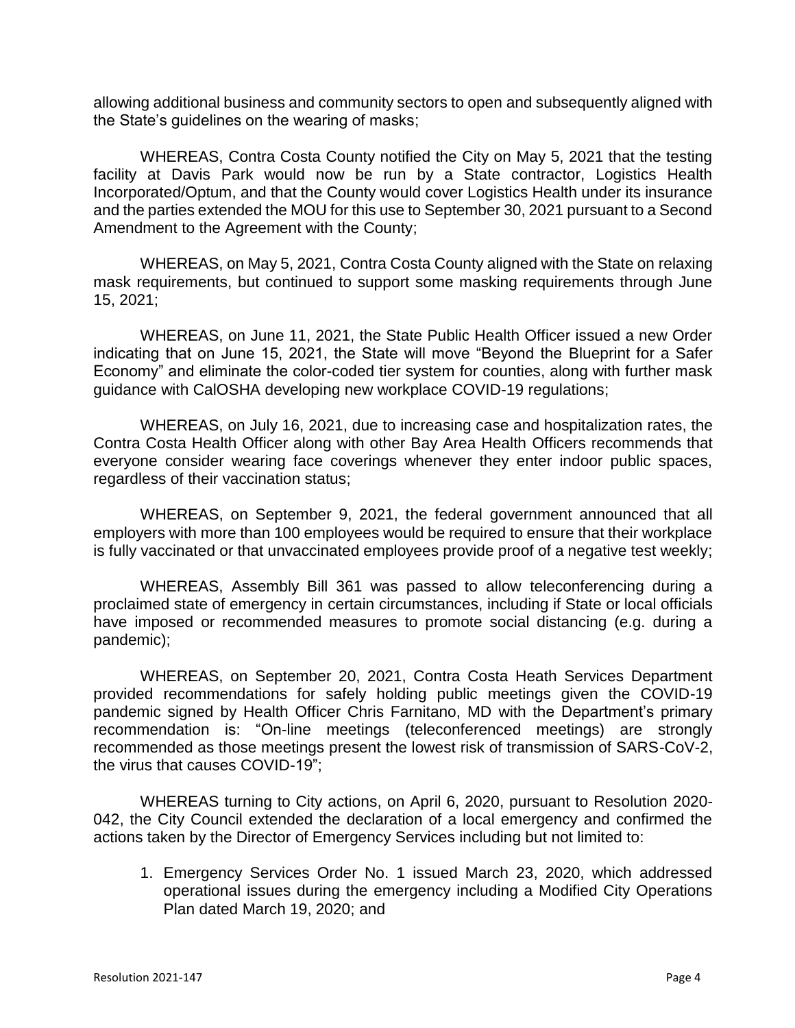allowing additional business and community sectors to open and subsequently aligned with the State's guidelines on the wearing of masks;

WHEREAS, Contra Costa County notified the City on May 5, 2021 that the testing facility at Davis Park would now be run by a State contractor, Logistics Health Incorporated/Optum, and that the County would cover Logistics Health under its insurance and the parties extended the MOU for this use to September 30, 2021 pursuant to a Second Amendment to the Agreement with the County;

WHEREAS, on May 5, 2021, Contra Costa County aligned with the State on relaxing mask requirements, but continued to support some masking requirements through June 15, 2021;

WHEREAS, on June 11, 2021, the State Public Health Officer issued a new Order indicating that on June 15, 2021, the State will move "Beyond the Blueprint for a Safer Economy" and eliminate the color-coded tier system for counties, along with further mask guidance with CalOSHA developing new workplace COVID-19 regulations;

WHEREAS, on July 16, 2021, due to increasing case and hospitalization rates, the Contra Costa Health Officer along with other Bay Area Health Officers recommends that everyone consider wearing face coverings whenever they enter indoor public spaces, regardless of their vaccination status;

WHEREAS, on September 9, 2021, the federal government announced that all employers with more than 100 employees would be required to ensure that their workplace is fully vaccinated or that unvaccinated employees provide proof of a negative test weekly;

WHEREAS, Assembly Bill 361 was passed to allow teleconferencing during a proclaimed state of emergency in certain circumstances, including if State or local officials have imposed or recommended measures to promote social distancing (e.g. during a pandemic);

WHEREAS, on September 20, 2021, Contra Costa Heath Services Department provided recommendations for safely holding public meetings given the COVID-19 pandemic signed by Health Officer Chris Farnitano, MD with the Department's primary recommendation is: "On-line meetings (teleconferenced meetings) are strongly recommended as those meetings present the lowest risk of transmission of SARS-CoV-2, the virus that causes COVID-19";

WHEREAS turning to City actions, on April 6, 2020, pursuant to Resolution 2020-042, the City Council extended the declaration of a local emergency and confirmed the actions taken by the Director of Emergency Services including but not limited to:

1. Emergency Services Order No. 1 issued March 23, 2020, which addressed operational issues during the emergency including a Modified City Operations Plan dated March 19, 2020; and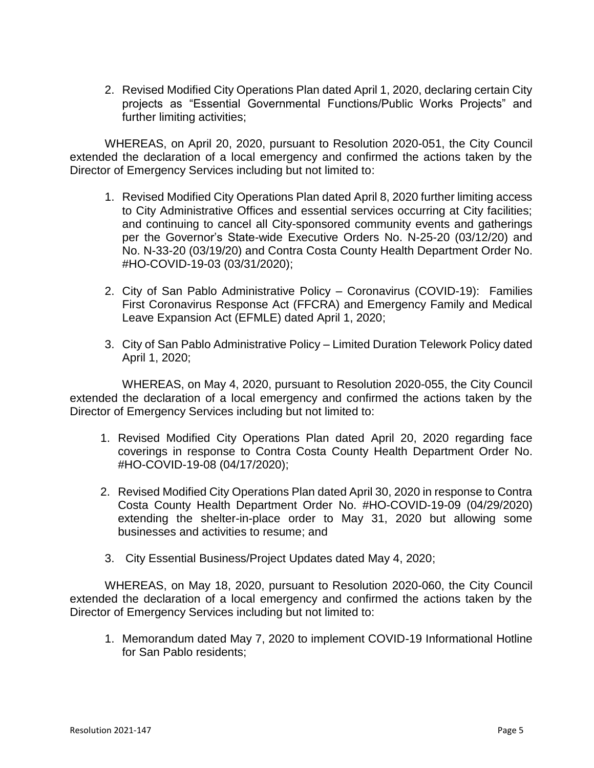2. Revised Modified City Operations Plan dated April 1, 2020, declaring certain City projects as "Essential Governmental Functions/Public Works Projects" and further limiting activities;

WHEREAS, on April 20, 2020, pursuant to Resolution 2020-051, the City Council extended the declaration of a local emergency and confirmed the actions taken by the Director of Emergency Services including but not limited to:

1. Revised Modified City Operations Plan dated April 8, 2020 further limiting access to City Administrative Offices and essential services occurring at City facilities; and continuing to cancel all City-sponsored community events and gatherings per the Governor's State-wide Executive Orders No. N-25-20 (03/12/20) and No. N-33-20 (03/19/20) and Contra Costa County Health Department Order No. #HO-COVID-19-03 (03/31/2020);

2. City of San Pablo Administrative Policy – Coronavirus (COVID-19): Families First Coronavirus Response Act (FFCRA) and Emergency Family and Medical Leave Expansion Act (EFMLE) dated April 1, 2020;

3. City of San Pablo Administrative Policy – Limited Duration Telework Policy dated April 1, 2020;

WHEREAS, on May 4, 2020, pursuant to Resolution 2020-055, the City Council extended the declaration of a local emergency and confirmed the actions taken by the Director of Emergency Services including but not limited to:

1. Revised Modified City Operations Plan dated April 20, 2020 regarding face coverings in response to Contra Costa County Health Department Order No. #HO-COVID-19-08 (04/17/2020);

2. Revised Modified City Operations Plan dated April 30, 2020 in response to Contra Costa County Health Department Order No. #HO-COVID-19-09 (04/29/2020) extending the shelter-in-place order to May 31, 2020 but allowing some businesses and activities to resume; and

3. City Essential Business/Project Updates dated May 4, 2020;

WHEREAS, on May 18, 2020, pursuant to Resolution 2020-060, the City Council extended the declaration of a local emergency and confirmed the actions taken by the Director of Emergency Services including but not limited to:

1. Memorandum dated May 7, 2020 to implement COVID-19 Informational Hotline for San Pablo residents;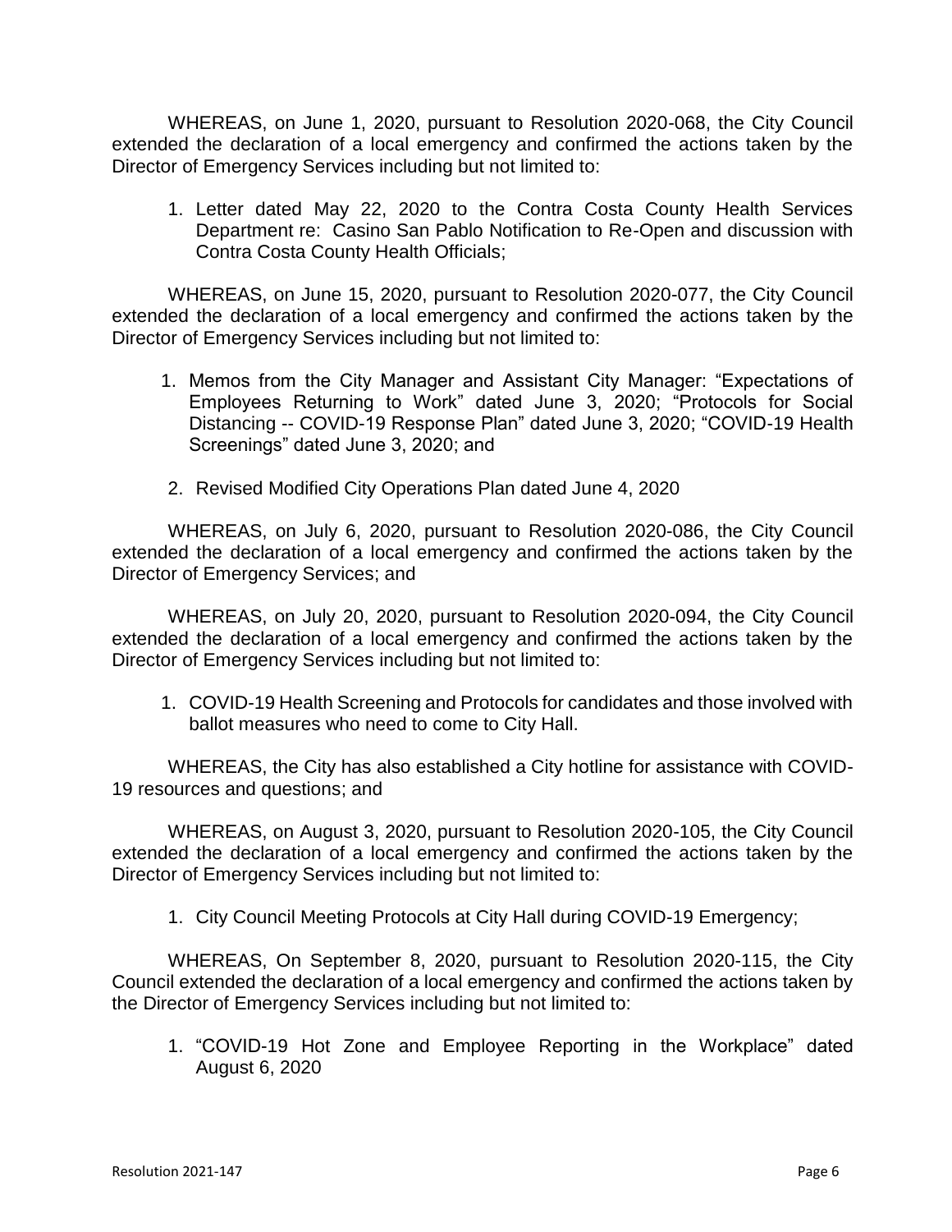WHEREAS, on June 1, 2020, pursuant to Resolution 2020-068, the City Council extended the declaration of a local emergency and confirmed the actions taken by the Director of Emergency Services including but not limited to:

1. Letter dated May 22, 2020 to the Contra Costa County Health Services Department re: Casino San Pablo Notification to Re-Open and discussion with Contra Costa County Health Officials;

WHEREAS, on June 15, 2020, pursuant to Resolution 2020-077, the City Council extended the declaration of a local emergency and confirmed the actions taken by the Director of Emergency Services including but not limited to:

1. Memos from the City Manager and Assistant City Manager: "Expectations of Employees Returning to Work" dated June 3, 2020; "Protocols for Social Distancing -- COVID-19 Response Plan" dated June 3, 2020; "COVID-19 Health Screenings" dated June 3, 2020; and
2. Revised Modified City Operations Plan dated June 4, 2020

WHEREAS, on July 6, 2020, pursuant to Resolution 2020-086, the City Council extended the declaration of a local emergency and confirmed the actions taken by the Director of Emergency Services; and

WHEREAS, on July 20, 2020, pursuant to Resolution 2020-094, the City Council extended the declaration of a local emergency and confirmed the actions taken by the Director of Emergency Services including but not limited to:

1. COVID-19 Health Screening and Protocols for candidates and those involved with ballot measures who need to come to City Hall.

WHEREAS, the City has also established a City hotline for assistance with COVID-19 resources and questions; and

WHEREAS, on August 3, 2020, pursuant to Resolution 2020-105, the City Council extended the declaration of a local emergency and confirmed the actions taken by the Director of Emergency Services including but not limited to:

1. City Council Meeting Protocols at City Hall during COVID-19 Emergency;

WHEREAS, On September 8, 2020, pursuant to Resolution 2020-115, the City Council extended the declaration of a local emergency and confirmed the actions taken by the Director of Emergency Services including but not limited to:

1. "COVID-19 Hot Zone and Employee Reporting in the Workplace" dated August 6, 2020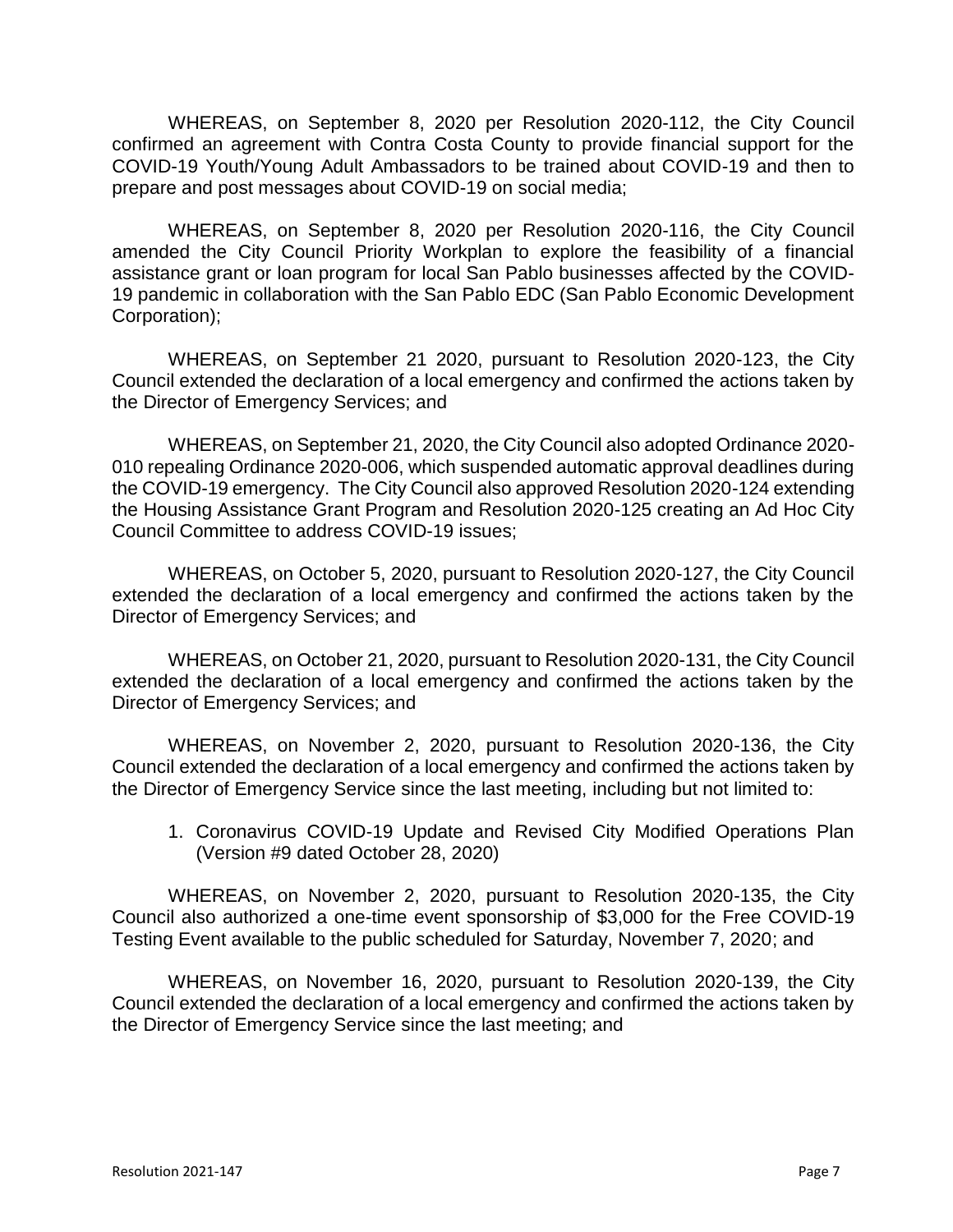WHEREAS, on September 8, 2020 per Resolution 2020-112, the City Council confirmed an agreement with Contra Costa County to provide financial support for the COVID-19 Youth/Young Adult Ambassadors to be trained about COVID-19 and then to prepare and post messages about COVID-19 on social media;

WHEREAS, on September 8, 2020 per Resolution 2020-116, the City Council amended the City Council Priority Workplan to explore the feasibility of a financial assistance grant or loan program for local San Pablo businesses affected by the COVID-19 pandemic in collaboration with the San Pablo EDC (San Pablo Economic Development Corporation);

WHEREAS, on September 21 2020, pursuant to Resolution 2020-123, the City Council extended the declaration of a local emergency and confirmed the actions taken by the Director of Emergency Services; and

WHEREAS, on September 21, 2020, the City Council also adopted Ordinance 2020-010 repealing Ordinance 2020-006, which suspended automatic approval deadlines during the COVID-19 emergency. The City Council also approved Resolution 2020-124 extending the Housing Assistance Grant Program and Resolution 2020-125 creating an Ad Hoc City Council Committee to address COVID-19 issues;

WHEREAS, on October 5, 2020, pursuant to Resolution 2020-127, the City Council extended the declaration of a local emergency and confirmed the actions taken by the Director of Emergency Services; and

WHEREAS, on October 21, 2020, pursuant to Resolution 2020-131, the City Council extended the declaration of a local emergency and confirmed the actions taken by the Director of Emergency Services; and

WHEREAS, on November 2, 2020, pursuant to Resolution 2020-136, the City Council extended the declaration of a local emergency and confirmed the actions taken by the Director of Emergency Service since the last meeting, including but not limited to:

1. Coronavirus COVID-19 Update and Revised City Modified Operations Plan (Version #9 dated October 28, 2020)

WHEREAS, on November 2, 2020, pursuant to Resolution 2020-135, the City Council also authorized a one-time event sponsorship of $3,000 for the Free COVID-19 Testing Event available to the public scheduled for Saturday, November 7, 2020; and

WHEREAS, on November 16, 2020, pursuant to Resolution 2020-139, the City Council extended the declaration of a local emergency and confirmed the actions taken by the Director of Emergency Service since the last meeting; and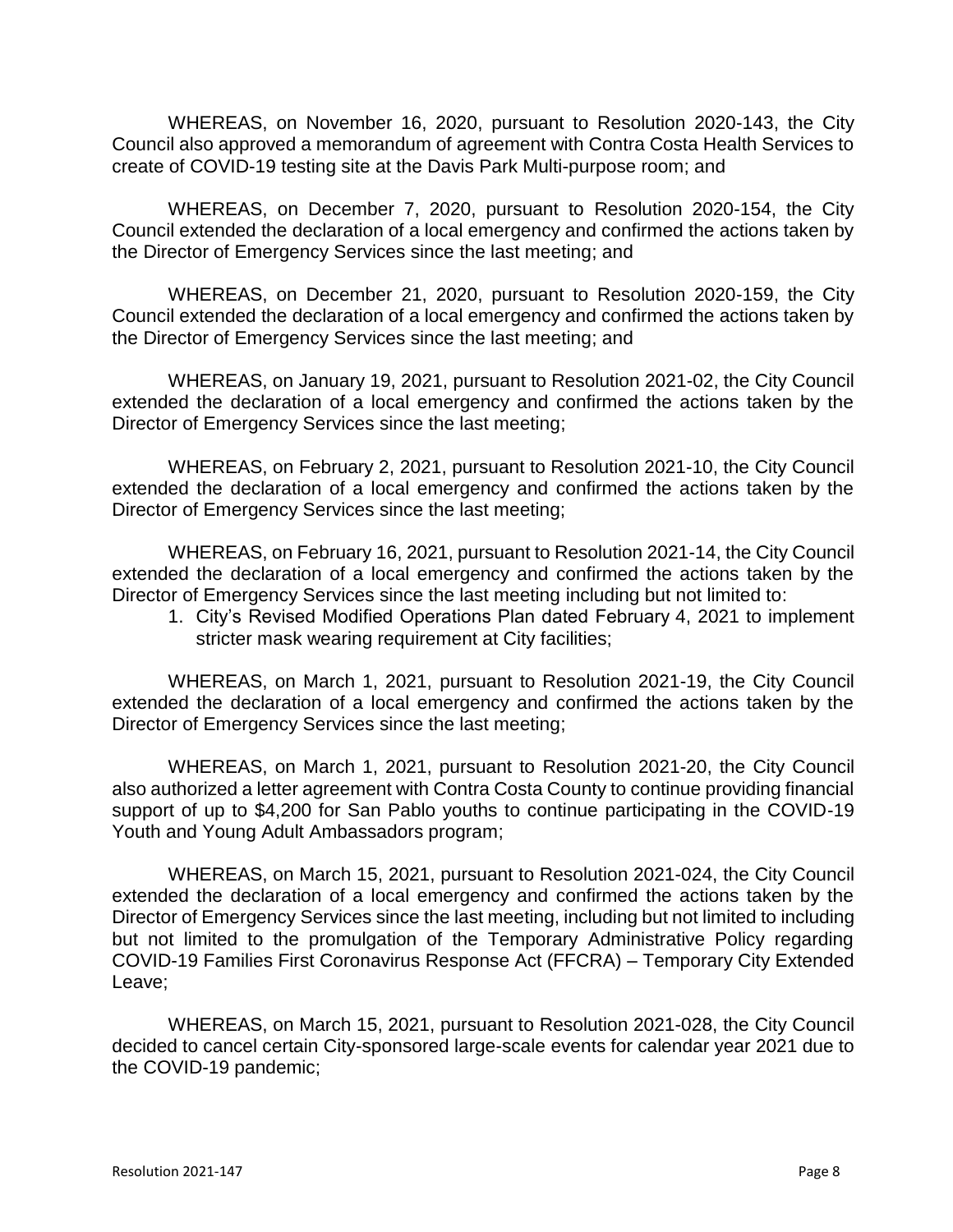WHEREAS, on November 16, 2020, pursuant to Resolution 2020-143, the City Council also approved a memorandum of agreement with Contra Costa Health Services to create of COVID-19 testing site at the Davis Park Multi-purpose room; and

WHEREAS, on December 7, 2020, pursuant to Resolution 2020-154, the City Council extended the declaration of a local emergency and confirmed the actions taken by the Director of Emergency Services since the last meeting; and

WHEREAS, on December 21, 2020, pursuant to Resolution 2020-159, the City Council extended the declaration of a local emergency and confirmed the actions taken by the Director of Emergency Services since the last meeting; and

WHEREAS, on January 19, 2021, pursuant to Resolution 2021-02, the City Council extended the declaration of a local emergency and confirmed the actions taken by the Director of Emergency Services since the last meeting;

WHEREAS, on February 2, 2021, pursuant to Resolution 2021-10, the City Council extended the declaration of a local emergency and confirmed the actions taken by the Director of Emergency Services since the last meeting;

WHEREAS, on February 16, 2021, pursuant to Resolution 2021-14, the City Council extended the declaration of a local emergency and confirmed the actions taken by the Director of Emergency Services since the last meeting including but not limited to:

1. City's Revised Modified Operations Plan dated February 4, 2021 to implement stricter mask wearing requirement at City facilities;

WHEREAS, on March 1, 2021, pursuant to Resolution 2021-19, the City Council extended the declaration of a local emergency and confirmed the actions taken by the Director of Emergency Services since the last meeting;

WHEREAS, on March 1, 2021, pursuant to Resolution 2021-20, the City Council also authorized a letter agreement with Contra Costa County to continue providing financial support of up to $4,200 for San Pablo youths to continue participating in the COVID-19 Youth and Young Adult Ambassadors program;

WHEREAS, on March 15, 2021, pursuant to Resolution 2021-024, the City Council extended the declaration of a local emergency and confirmed the actions taken by the Director of Emergency Services since the last meeting, including but not limited to including but not limited to the promulgation of the Temporary Administrative Policy regarding COVID-19 Families First Coronavirus Response Act (FFCRA) – Temporary City Extended Leave;

WHEREAS, on March 15, 2021, pursuant to Resolution 2021-028, the City Council decided to cancel certain City-sponsored large-scale events for calendar year 2021 due to the COVID-19 pandemic;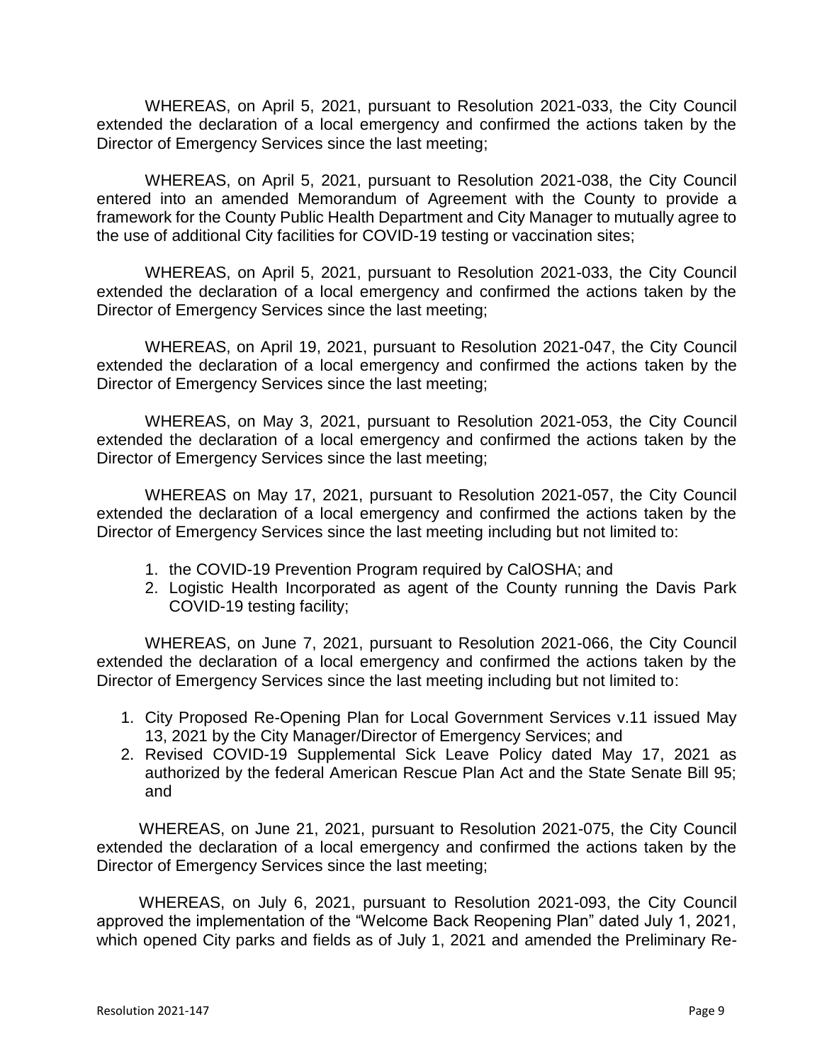WHEREAS, on April 5, 2021, pursuant to Resolution 2021-033, the City Council extended the declaration of a local emergency and confirmed the actions taken by the Director of Emergency Services since the last meeting;

WHEREAS, on April 5, 2021, pursuant to Resolution 2021-038, the City Council entered into an amended Memorandum of Agreement with the County to provide a framework for the County Public Health Department and City Manager to mutually agree to the use of additional City facilities for COVID-19 testing or vaccination sites;

WHEREAS, on April 5, 2021, pursuant to Resolution 2021-033, the City Council extended the declaration of a local emergency and confirmed the actions taken by the Director of Emergency Services since the last meeting;

WHEREAS, on April 19, 2021, pursuant to Resolution 2021-047, the City Council extended the declaration of a local emergency and confirmed the actions taken by the Director of Emergency Services since the last meeting;

WHEREAS, on May 3, 2021, pursuant to Resolution 2021-053, the City Council extended the declaration of a local emergency and confirmed the actions taken by the Director of Emergency Services since the last meeting;

WHEREAS on May 17, 2021, pursuant to Resolution 2021-057, the City Council extended the declaration of a local emergency and confirmed the actions taken by the Director of Emergency Services since the last meeting including but not limited to:

1. the COVID-19 Prevention Program required by CalOSHA; and
2. Logistic Health Incorporated as agent of the County running the Davis Park COVID-19 testing facility;

WHEREAS, on June 7, 2021, pursuant to Resolution 2021-066, the City Council extended the declaration of a local emergency and confirmed the actions taken by the Director of Emergency Services since the last meeting including but not limited to:

1. City Proposed Re-Opening Plan for Local Government Services v.11 issued May 13, 2021 by the City Manager/Director of Emergency Services; and
2. Revised COVID-19 Supplemental Sick Leave Policy dated May 17, 2021 as authorized by the federal American Rescue Plan Act and the State Senate Bill 95; and

WHEREAS, on June 21, 2021, pursuant to Resolution 2021-075, the City Council extended the declaration of a local emergency and confirmed the actions taken by the Director of Emergency Services since the last meeting;

WHEREAS, on July 6, 2021, pursuant to Resolution 2021-093, the City Council approved the implementation of the "Welcome Back Reopening Plan" dated July 1, 2021, which opened City parks and fields as of July 1, 2021 and amended the Preliminary Re-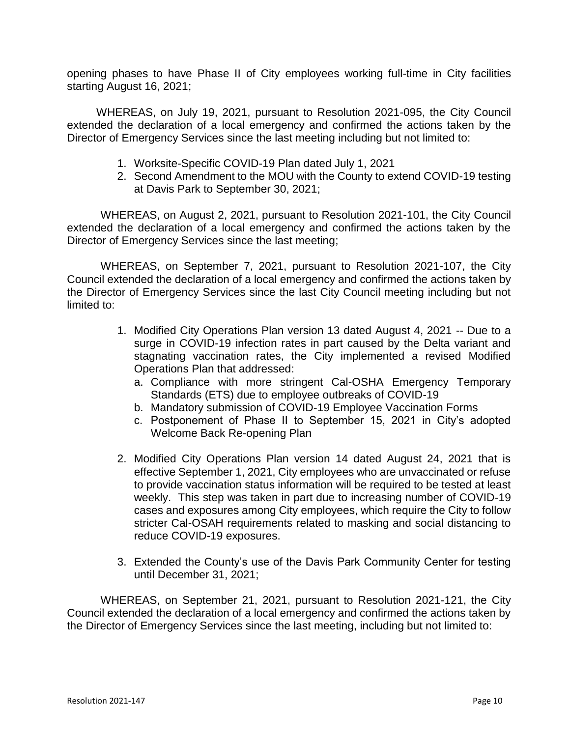opening phases to have Phase II of City employees working full-time in City facilities starting August 16, 2021;

WHEREAS, on July 19, 2021, pursuant to Resolution 2021-095, the City Council extended the declaration of a local emergency and confirmed the actions taken by the Director of Emergency Services since the last meeting including but not limited to:

1. Worksite-Specific COVID-19 Plan dated July 1, 2021
2. Second Amendment to the MOU with the County to extend COVID-19 testing at Davis Park to September 30, 2021;

WHEREAS, on August 2, 2021, pursuant to Resolution 2021-101, the City Council extended the declaration of a local emergency and confirmed the actions taken by the Director of Emergency Services since the last meeting;

WHEREAS, on September 7, 2021, pursuant to Resolution 2021-107, the City Council extended the declaration of a local emergency and confirmed the actions taken by the Director of Emergency Services since the last City Council meeting including but not limited to:

1. Modified City Operations Plan version 13 dated August 4, 2021 -- Due to a surge in COVID-19 infection rates in part caused by the Delta variant and stagnating vaccination rates, the City implemented a revised Modified Operations Plan that addressed:
   a. Compliance with more stringent Cal-OSHA Emergency Temporary Standards (ETS) due to employee outbreaks of COVID-19
   b. Mandatory submission of COVID-19 Employee Vaccination Forms
   c. Postponement of Phase II to September 15, 2021 in City's adopted Welcome Back Re-opening Plan

2. Modified City Operations Plan version 14 dated August 24, 2021 that is effective September 1, 2021, City employees who are unvaccinated or refuse to provide vaccination status information will be required to be tested at least weekly. This step was taken in part due to increasing number of COVID-19 cases and exposures among City employees, which require the City to follow stricter Cal-OSAH requirements related to masking and social distancing to reduce COVID-19 exposures.

3. Extended the County's use of the Davis Park Community Center for testing until December 31, 2021;

WHEREAS, on September 21, 2021, pursuant to Resolution 2021-121, the City Council extended the declaration of a local emergency and confirmed the actions taken by the Director of Emergency Services since the last meeting, including but not limited to: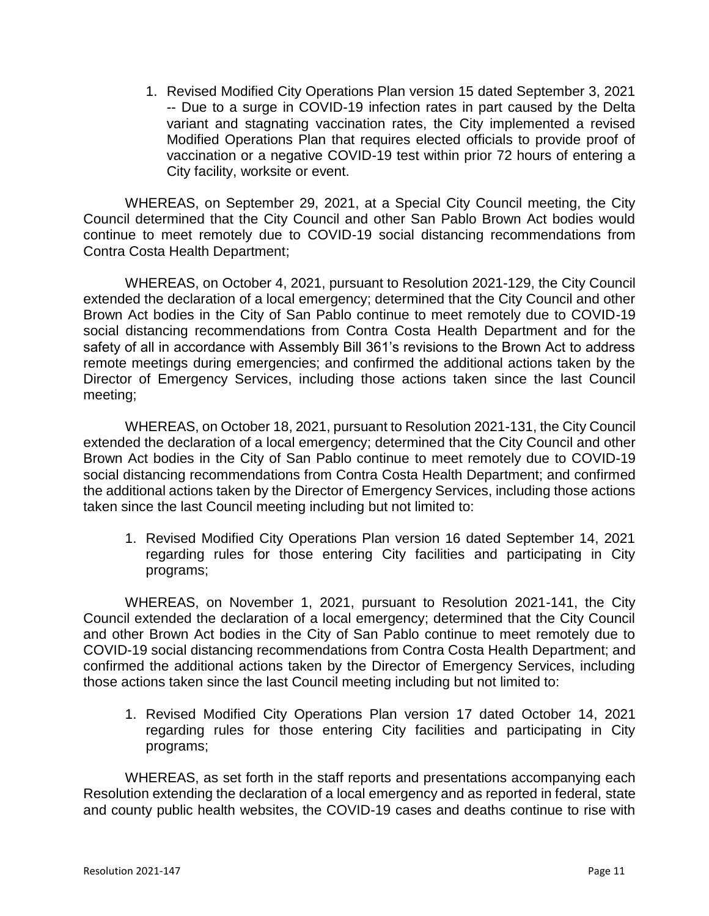1. Revised Modified City Operations Plan version 15 dated September 3, 2021 -- Due to a surge in COVID-19 infection rates in part caused by the Delta variant and stagnating vaccination rates, the City implemented a revised Modified Operations Plan that requires elected officials to provide proof of vaccination or a negative COVID-19 test within prior 72 hours of entering a City facility, worksite or event.

WHEREAS, on September 29, 2021, at a Special City Council meeting, the City Council determined that the City Council and other San Pablo Brown Act bodies would continue to meet remotely due to COVID-19 social distancing recommendations from Contra Costa Health Department;

WHEREAS, on October 4, 2021, pursuant to Resolution 2021-129, the City Council extended the declaration of a local emergency; determined that the City Council and other Brown Act bodies in the City of San Pablo continue to meet remotely due to COVID-19 social distancing recommendations from Contra Costa Health Department and for the safety of all in accordance with Assembly Bill 361's revisions to the Brown Act to address remote meetings during emergencies; and confirmed the additional actions taken by the Director of Emergency Services, including those actions taken since the last Council meeting;

WHEREAS, on October 18, 2021, pursuant to Resolution 2021-131, the City Council extended the declaration of a local emergency; determined that the City Council and other Brown Act bodies in the City of San Pablo continue to meet remotely due to COVID-19 social distancing recommendations from Contra Costa Health Department; and confirmed the additional actions taken by the Director of Emergency Services, including those actions taken since the last Council meeting including but not limited to:

1. Revised Modified City Operations Plan version 16 dated September 14, 2021 regarding rules for those entering City facilities and participating in City programs;

WHEREAS, on November 1, 2021, pursuant to Resolution 2021-141, the City Council extended the declaration of a local emergency; determined that the City Council and other Brown Act bodies in the City of San Pablo continue to meet remotely due to COVID-19 social distancing recommendations from Contra Costa Health Department; and confirmed the additional actions taken by the Director of Emergency Services, including those actions taken since the last Council meeting including but not limited to:

1. Revised Modified City Operations Plan version 17 dated October 14, 2021 regarding rules for those entering City facilities and participating in City programs;

WHEREAS, as set forth in the staff reports and presentations accompanying each Resolution extending the declaration of a local emergency and as reported in federal, state and county public health websites, the COVID-19 cases and deaths continue to rise with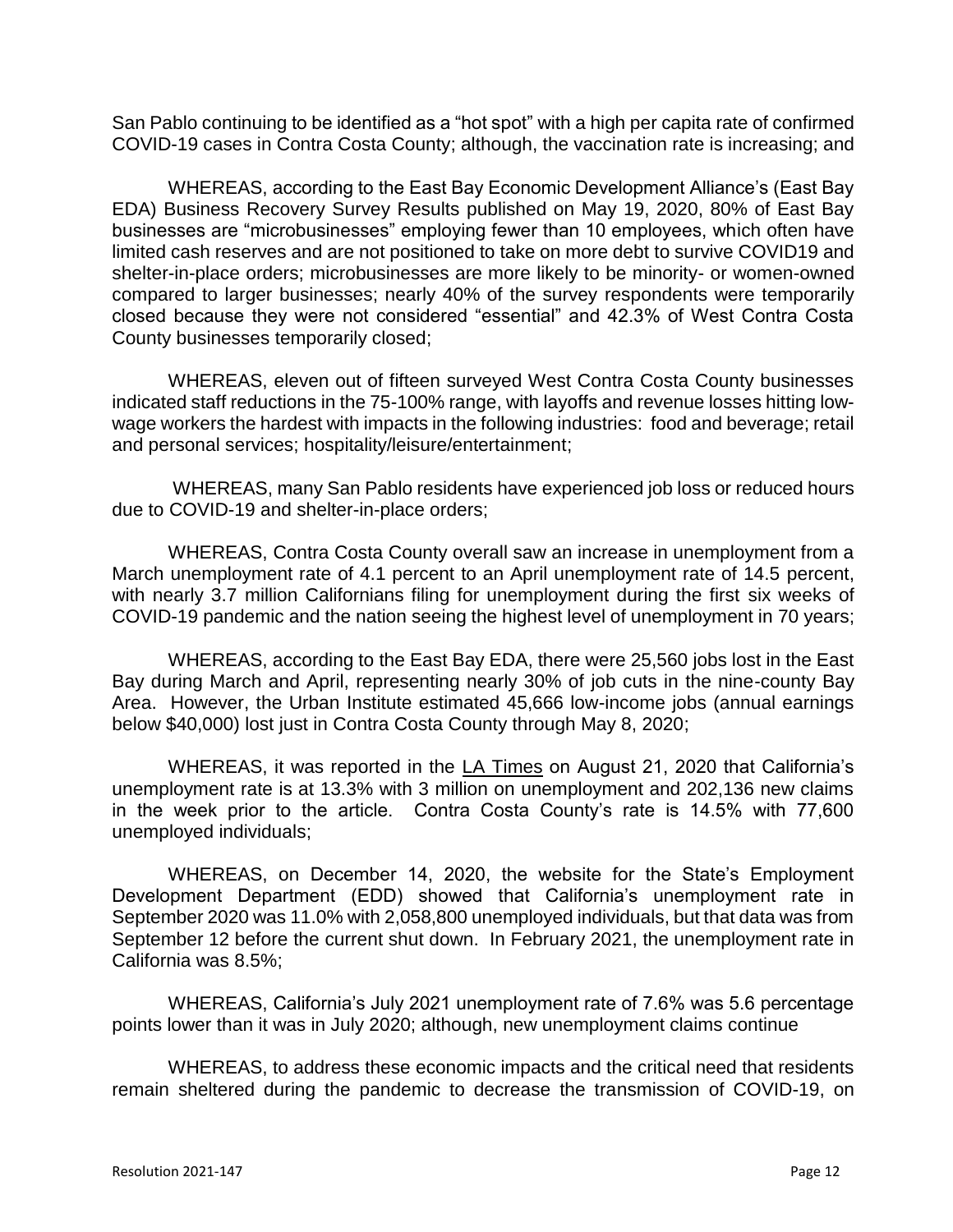San Pablo continuing to be identified as a "hot spot" with a high per capita rate of confirmed COVID-19 cases in Contra Costa County; although, the vaccination rate is increasing; and

WHEREAS, according to the East Bay Economic Development Alliance's (East Bay EDA) Business Recovery Survey Results published on May 19, 2020, 80% of East Bay businesses are "microbusinesses" employing fewer than 10 employees, which often have limited cash reserves and are not positioned to take on more debt to survive COVID19 and shelter-in-place orders; microbusinesses are more likely to be minority- or women-owned compared to larger businesses; nearly 40% of the survey respondents were temporarily closed because they were not considered "essential" and 42.3% of West Contra Costa County businesses temporarily closed;

WHEREAS, eleven out of fifteen surveyed West Contra Costa County businesses indicated staff reductions in the 75-100% range, with layoffs and revenue losses hitting low-wage workers the hardest with impacts in the following industries: food and beverage; retail and personal services; hospitality/leisure/entertainment;

WHEREAS, many San Pablo residents have experienced job loss or reduced hours due to COVID-19 and shelter-in-place orders;

WHEREAS, Contra Costa County overall saw an increase in unemployment from a March unemployment rate of 4.1 percent to an April unemployment rate of 14.5 percent, with nearly 3.7 million Californians filing for unemployment during the first six weeks of COVID-19 pandemic and the nation seeing the highest level of unemployment in 70 years;

WHEREAS, according to the East Bay EDA, there were 25,560 jobs lost in the East Bay during March and April, representing nearly 30% of job cuts in the nine-county Bay Area. However, the Urban Institute estimated 45,666 low-income jobs (annual earnings below $40,000) lost just in Contra Costa County through May 8, 2020;

WHEREAS, it was reported in the LA Times on August 21, 2020 that California's unemployment rate is at 13.3% with 3 million on unemployment and 202,136 new claims in the week prior to the article. Contra Costa County's rate is 14.5% with 77,600 unemployed individuals;

WHEREAS, on December 14, 2020, the website for the State's Employment Development Department (EDD) showed that California's unemployment rate in September 2020 was 11.0% with 2,058,800 unemployed individuals, but that data was from September 12 before the current shut down. In February 2021, the unemployment rate in California was 8.5%;

WHEREAS, California's July 2021 unemployment rate of 7.6% was 5.6 percentage points lower than it was in July 2020; although, new unemployment claims continue

WHEREAS, to address these economic impacts and the critical need that residents remain sheltered during the pandemic to decrease the transmission of COVID-19, on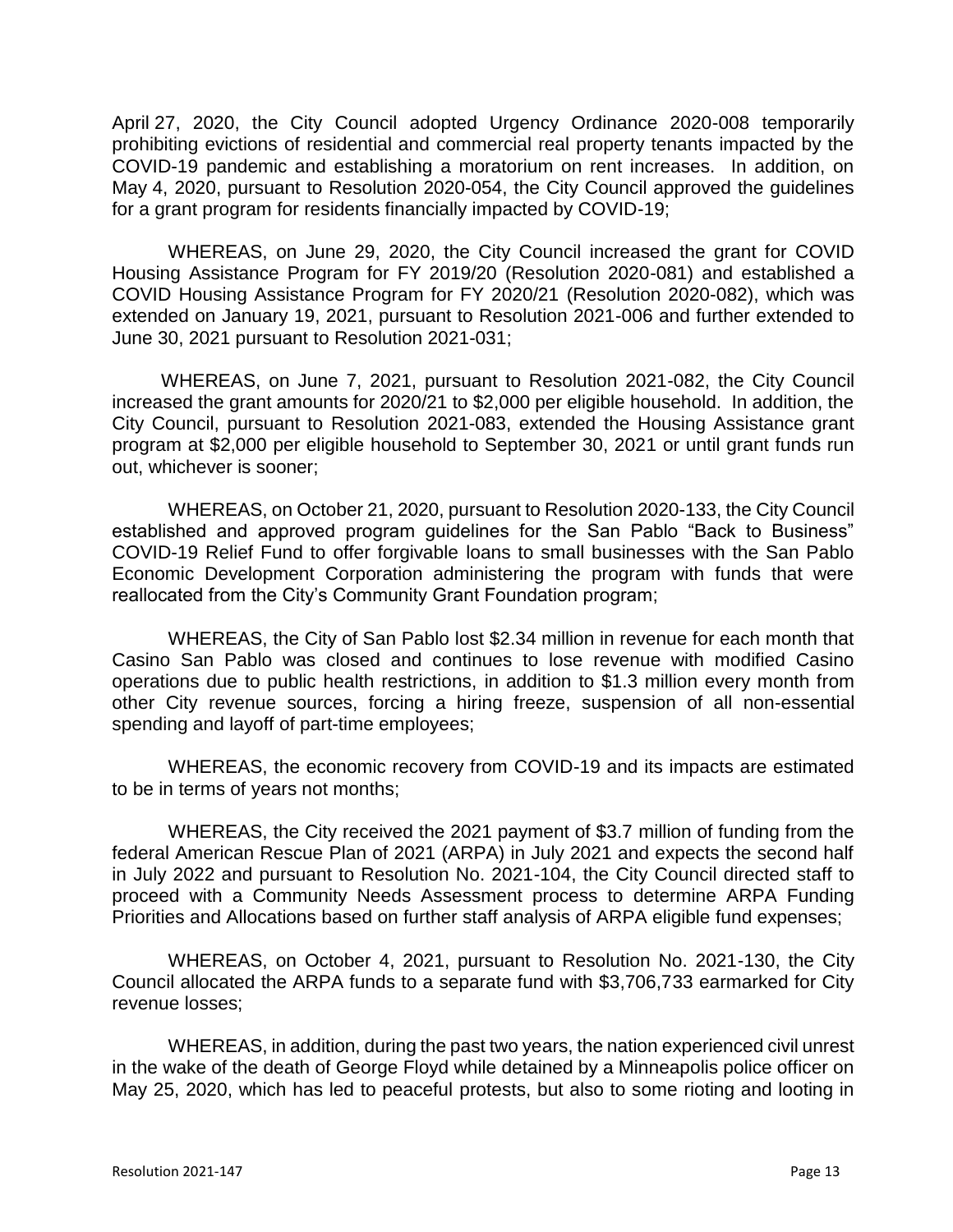April 27, 2020, the City Council adopted Urgency Ordinance 2020-008 temporarily prohibiting evictions of residential and commercial real property tenants impacted by the COVID-19 pandemic and establishing a moratorium on rent increases. In addition, on May 4, 2020, pursuant to Resolution 2020-054, the City Council approved the guidelines for a grant program for residents financially impacted by COVID-19;

WHEREAS, on June 29, 2020, the City Council increased the grant for COVID Housing Assistance Program for FY 2019/20 (Resolution 2020-081) and established a COVID Housing Assistance Program for FY 2020/21 (Resolution 2020-082), which was extended on January 19, 2021, pursuant to Resolution 2021-006 and further extended to June 30, 2021 pursuant to Resolution 2021-031;

WHEREAS, on June 7, 2021, pursuant to Resolution 2021-082, the City Council increased the grant amounts for 2020/21 to $2,000 per eligible household. In addition, the City Council, pursuant to Resolution 2021-083, extended the Housing Assistance grant program at $2,000 per eligible household to September 30, 2021 or until grant funds run out, whichever is sooner;

WHEREAS, on October 21, 2020, pursuant to Resolution 2020-133, the City Council established and approved program guidelines for the San Pablo "Back to Business" COVID-19 Relief Fund to offer forgivable loans to small businesses with the San Pablo Economic Development Corporation administering the program with funds that were reallocated from the City's Community Grant Foundation program;

WHEREAS, the City of San Pablo lost $2.34 million in revenue for each month that Casino San Pablo was closed and continues to lose revenue with modified Casino operations due to public health restrictions, in addition to $1.3 million every month from other City revenue sources, forcing a hiring freeze, suspension of all non-essential spending and layoff of part-time employees;

WHEREAS, the economic recovery from COVID-19 and its impacts are estimated to be in terms of years not months;

WHEREAS, the City received the 2021 payment of $3.7 million of funding from the federal American Rescue Plan of 2021 (ARPA) in July 2021 and expects the second half in July 2022 and pursuant to Resolution No. 2021-104, the City Council directed staff to proceed with a Community Needs Assessment process to determine ARPA Funding Priorities and Allocations based on further staff analysis of ARPA eligible fund expenses;

WHEREAS, on October 4, 2021, pursuant to Resolution No. 2021-130, the City Council allocated the ARPA funds to a separate fund with $3,706,733 earmarked for City revenue losses;

WHEREAS, in addition, during the past two years, the nation experienced civil unrest in the wake of the death of George Floyd while detained by a Minneapolis police officer on May 25, 2020, which has led to peaceful protests, but also to some rioting and looting in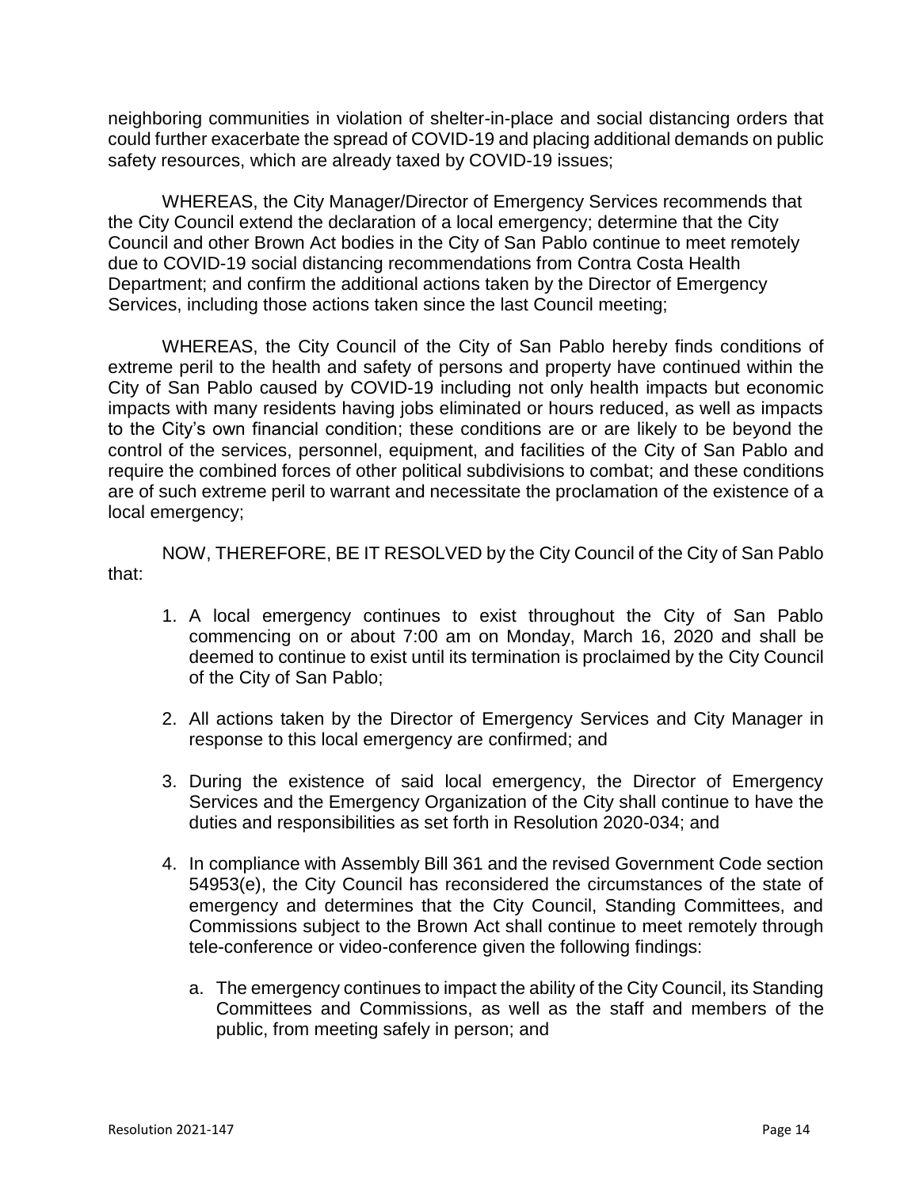neighboring communities in violation of shelter-in-place and social distancing orders that could further exacerbate the spread of COVID-19 and placing additional demands on public safety resources, which are already taxed by COVID-19 issues;

WHEREAS, the City Manager/Director of Emergency Services recommends that the City Council extend the declaration of a local emergency; determine that the City Council and other Brown Act bodies in the City of San Pablo continue to meet remotely due to COVID-19 social distancing recommendations from Contra Costa Health Department; and confirm the additional actions taken by the Director of Emergency Services, including those actions taken since the last Council meeting;

WHEREAS, the City Council of the City of San Pablo hereby finds conditions of extreme peril to the health and safety of persons and property have continued within the City of San Pablo caused by COVID-19 including not only health impacts but economic impacts with many residents having jobs eliminated or hours reduced, as well as impacts to the City's own financial condition; these conditions are or are likely to be beyond the control of the services, personnel, equipment, and facilities of the City of San Pablo and require the combined forces of other political subdivisions to combat; and these conditions are of such extreme peril to warrant and necessitate the proclamation of the existence of a local emergency;

NOW, THEREFORE, BE IT RESOLVED by the City Council of the City of San Pablo that:

1. A local emergency continues to exist throughout the City of San Pablo commencing on or about 7:00 am on Monday, March 16, 2020 and shall be deemed to continue to exist until its termination is proclaimed by the City Council of the City of San Pablo;

2. All actions taken by the Director of Emergency Services and City Manager in response to this local emergency are confirmed; and

3. During the existence of said local emergency, the Director of Emergency Services and the Emergency Organization of the City shall continue to have the duties and responsibilities as set forth in Resolution 2020-034; and

4. In compliance with Assembly Bill 361 and the revised Government Code section 54953(e), the City Council has reconsidered the circumstances of the state of emergency and determines that the City Council, Standing Committees, and Commissions subject to the Brown Act shall continue to meet remotely through tele-conference or video-conference given the following findings:

   a. The emergency continues to impact the ability of the City Council, its Standing Committees and Commissions, as well as the staff and members of the public, from meeting safely in person; and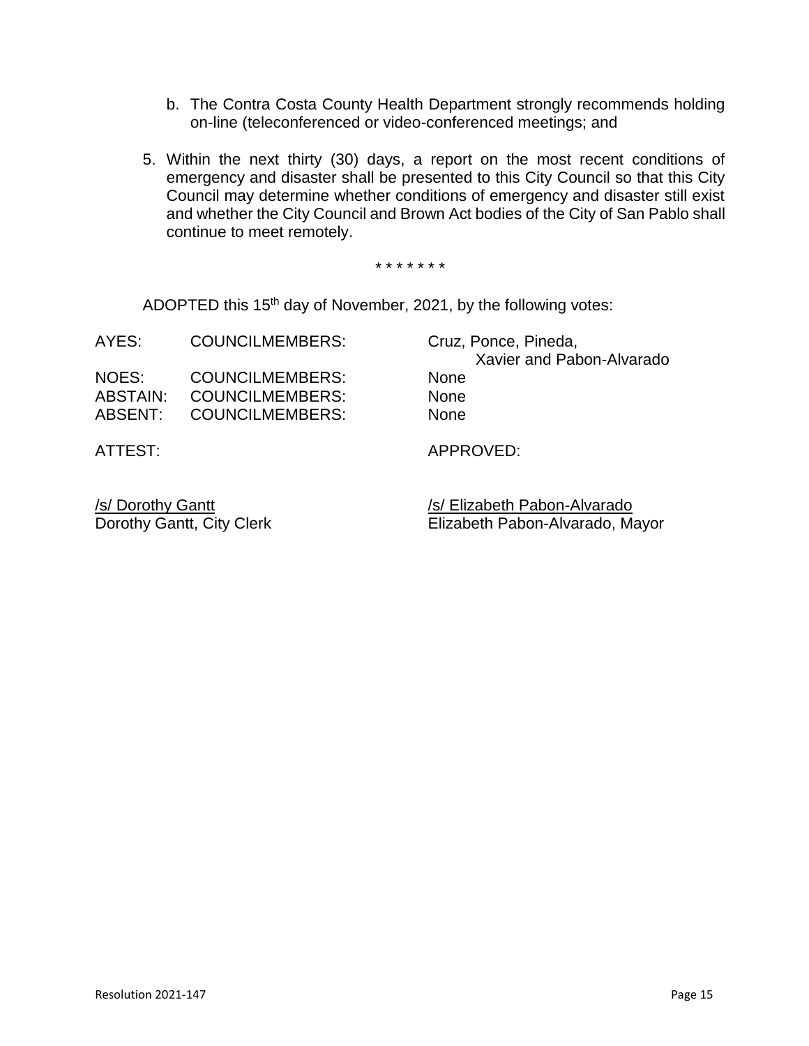b. The Contra Costa County Health Department strongly recommends holding on-line (teleconferenced or video-conferenced meetings; and

5. Within the next thirty (30) days, a report on the most recent conditions of emergency and disaster shall be presented to this City Council so that this City Council may determine whether conditions of emergency and disaster still exist and whether the City Council and Brown Act bodies of the City of San Pablo shall continue to meet remotely.

\* \* \* \* \* \* \*

ADOPTED this 15th day of November, 2021, by the following votes:

| | | |
|---|---|---|
| AYES: | COUNCILMEMBERS: | Cruz, Ponce, Pineda, Xavier and Pabon-Alvarado |
| NOES: | COUNCILMEMBERS: | None |
| ABSTAIN: | COUNCILMEMBERS: | None |
| ABSENT: | COUNCILMEMBERS: | None |

ATTEST: APPROVED:

/s/ Dorothy Gantt
Dorothy Gantt, City Clerk

/s/ Elizabeth Pabon-Alvarado
Elizabeth Pabon-Alvarado, Mayor

Resolution 2021-147